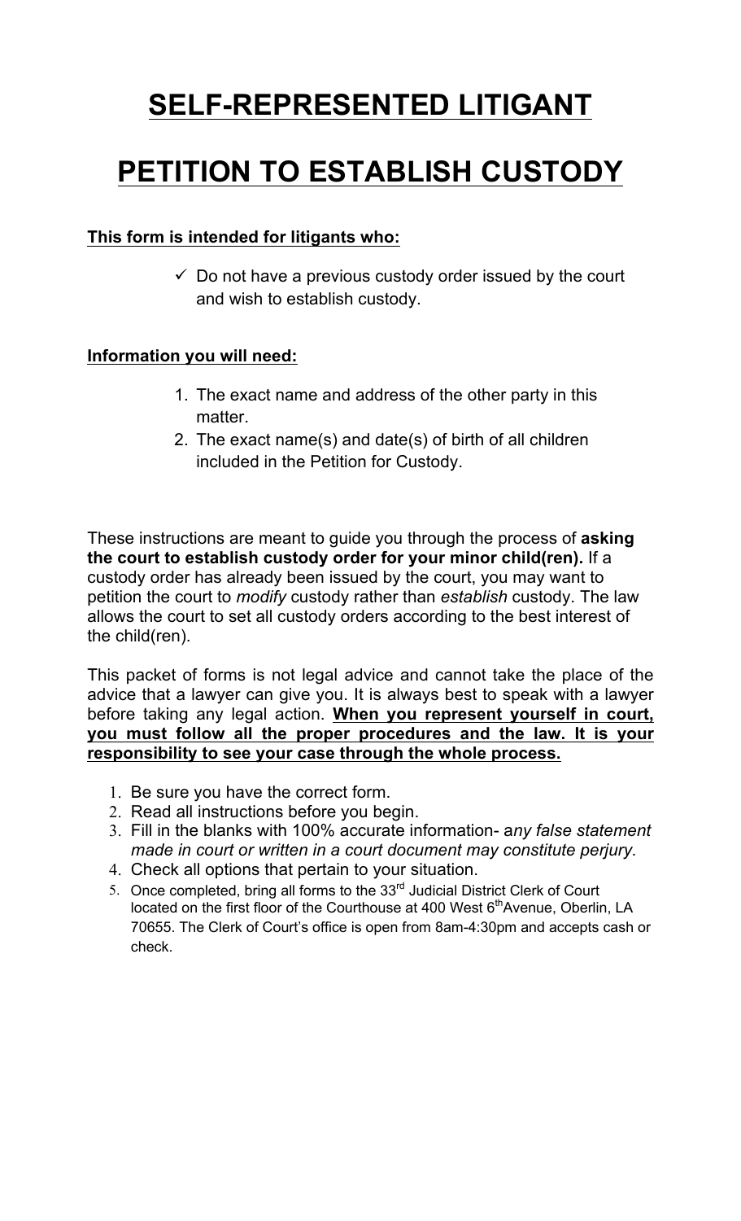# SELF-REPRESENTED LITIGANT

# PETITION TO ESTABLISH CUSTODY

**This form is intended for litigants who:**

- ✓ Do not have a previous custody order issued by the court and wish to establish custody.

**Information you will need:**

1. The exact name and address of the other party in this matter.
2. The exact name(s) and date(s) of birth of all children included in the Petition for Custody.

These instructions are meant to guide you through the process of **asking the court to establish custody order for your minor child(ren).** If a custody order has already been issued by the court, you may want to petition the court to *modify* custody rather than *establish* custody. The law allows the court to set all custody orders according to the best interest of the child(ren).

This packet of forms is not legal advice and cannot take the place of the advice that a lawyer can give you. It is always best to speak with a lawyer before taking any legal action. **When you represent yourself in court, you must follow all the proper procedures and the law. It is your responsibility to see your case through the whole process.**

1. Be sure you have the correct form.
2. Read all instructions before you begin.
3. Fill in the blanks with 100% accurate information- a*ny false statement made in court or written in a court document may constitute perjury.*
4. Check all options that pertain to your situation.
5. Once completed, bring all forms to the 33rd Judicial District Clerk of Court located on the first floor of the Courthouse at 400 West 6th Avenue, Oberlin, LA 70655. The Clerk of Court's office is open from 8am-4:30pm and accepts cash or check.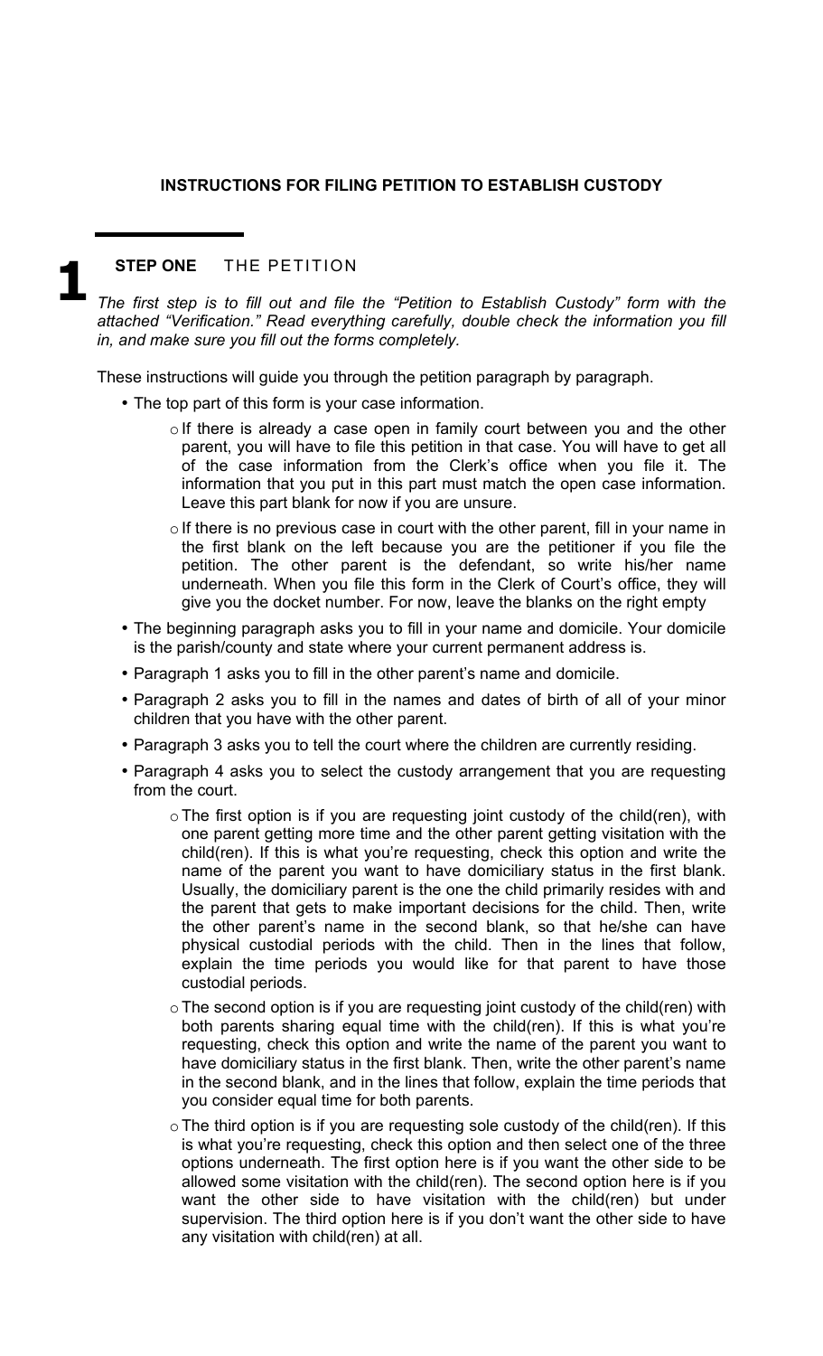### INSTRUCTIONS FOR FILING PETITION TO ESTABLISH CUSTODY

## 1 **STEP ONE** THE PETITION

*The first step is to fill out and file the "Petition to Establish Custody" form with the attached "Verification." Read everything carefully, double check the information you fill in, and make sure you fill out the forms completely.*

These instructions will guide you through the petition paragraph by paragraph.

- The top part of this form is your case information.
  - If there is already a case open in family court between you and the other parent, you will have to file this petition in that case. You will have to get all of the case information from the Clerk's office when you file it. The information that you put in this part must match the open case information. Leave this part blank for now if you are unsure.
  - If there is no previous case in court with the other parent, fill in your name in the first blank on the left because you are the petitioner if you file the petition. The other parent is the defendant, so write his/her name underneath. When you file this form in the Clerk of Court's office, they will give you the docket number. For now, leave the blanks on the right empty
- The beginning paragraph asks you to fill in your name and domicile. Your domicile is the parish/county and state where your current permanent address is.
- Paragraph 1 asks you to fill in the other parent's name and domicile.
- Paragraph 2 asks you to fill in the names and dates of birth of all of your minor children that you have with the other parent.
- Paragraph 3 asks you to tell the court where the children are currently residing.
- Paragraph 4 asks you to select the custody arrangement that you are requesting from the court.
  - The first option is if you are requesting joint custody of the child(ren), with one parent getting more time and the other parent getting visitation with the child(ren). If this is what you're requesting, check this option and write the name of the parent you want to have domiciliary status in the first blank. Usually, the domiciliary parent is the one the child primarily resides with and the parent that gets to make important decisions for the child. Then, write the other parent's name in the second blank, so that he/she can have physical custodial periods with the child. Then in the lines that follow, explain the time periods you would like for that parent to have those custodial periods.
  - The second option is if you are requesting joint custody of the child(ren) with both parents sharing equal time with the child(ren). If this is what you're requesting, check this option and write the name of the parent you want to have domiciliary status in the first blank. Then, write the other parent's name in the second blank, and in the lines that follow, explain the time periods that you consider equal time for both parents.
  - The third option is if you are requesting sole custody of the child(ren). If this is what you're requesting, check this option and then select one of the three options underneath. The first option here is if you want the other side to be allowed some visitation with the child(ren). The second option here is if you want the other side to have visitation with the child(ren) but under supervision. The third option here is if you don't want the other side to have any visitation with child(ren) at all.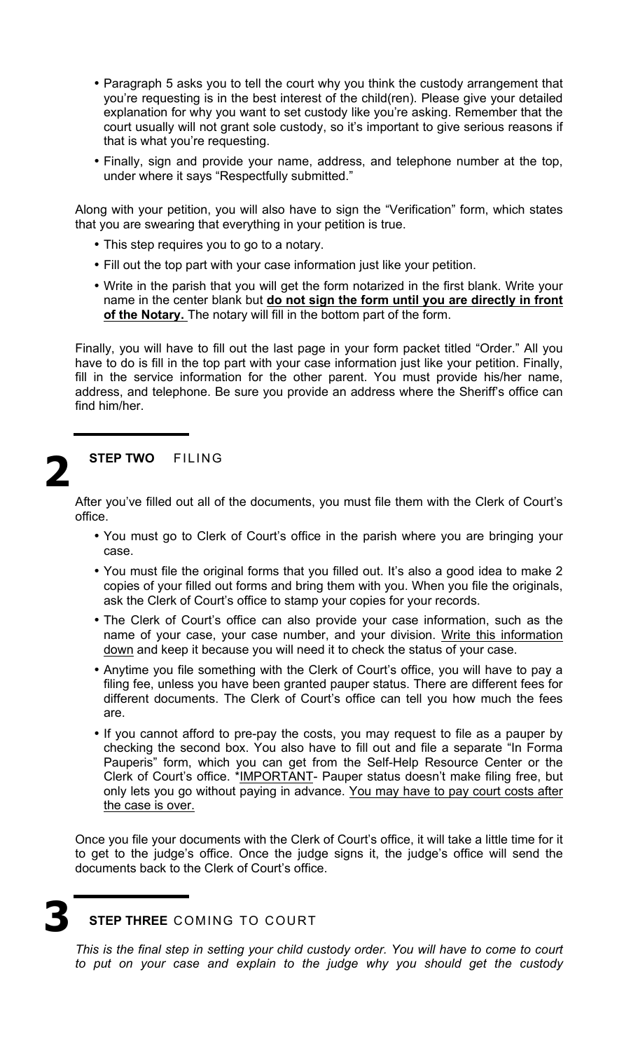- Paragraph 5 asks you to tell the court why you think the custody arrangement that you're requesting is in the best interest of the child(ren). Please give your detailed explanation for why you want to set custody like you're asking. Remember that the court usually will not grant sole custody, so it's important to give serious reasons if that is what you're requesting.
- Finally, sign and provide your name, address, and telephone number at the top, under where it says "Respectfully submitted."

Along with your petition, you will also have to sign the "Verification" form, which states that you are swearing that everything in your petition is true.

- This step requires you to go to a notary.
- Fill out the top part with your case information just like your petition.
- Write in the parish that you will get the form notarized in the first blank. Write your name in the center blank but **do not sign the form until you are directly in front of the Notary.** The notary will fill in the bottom part of the form.

Finally, you will have to fill out the last page in your form packet titled "Order." All you have to do is fill in the top part with your case information just like your petition. Finally, fill in the service information for the other parent. You must provide his/her name, address, and telephone. Be sure you provide an address where the Sheriff's office can find him/her.

## 2 STEP TWO FILING

After you've filled out all of the documents, you must file them with the Clerk of Court's office.

- You must go to Clerk of Court's office in the parish where you are bringing your case.
- You must file the original forms that you filled out. It's also a good idea to make 2 copies of your filled out forms and bring them with you. When you file the originals, ask the Clerk of Court's office to stamp your copies for your records.
- The Clerk of Court's office can also provide your case information, such as the name of your case, your case number, and your division. Write this information down and keep it because you will need it to check the status of your case.
- Anytime you file something with the Clerk of Court's office, you will have to pay a filing fee, unless you have been granted pauper status. There are different fees for different documents. The Clerk of Court's office can tell you how much the fees are.
- If you cannot afford to pre-pay the costs, you may request to file as a pauper by checking the second box. You also have to fill out and file a separate "In Forma Pauperis" form, which you can get from the Self-Help Resource Center or the Clerk of Court's office. *IMPORTANT- Pauper status doesn't make filing free, but only lets you go without paying in advance. You may have to pay court costs after the case is over.

Once you file your documents with the Clerk of Court's office, it will take a little time for it to get to the judge's office. Once the judge signs it, the judge's office will send the documents back to the Clerk of Court's office.

## 3 STEP THREE COMING TO COURT

*This is the final step in setting your child custody order. You will have to come to court to put on your case and explain to the judge why you should get the custody*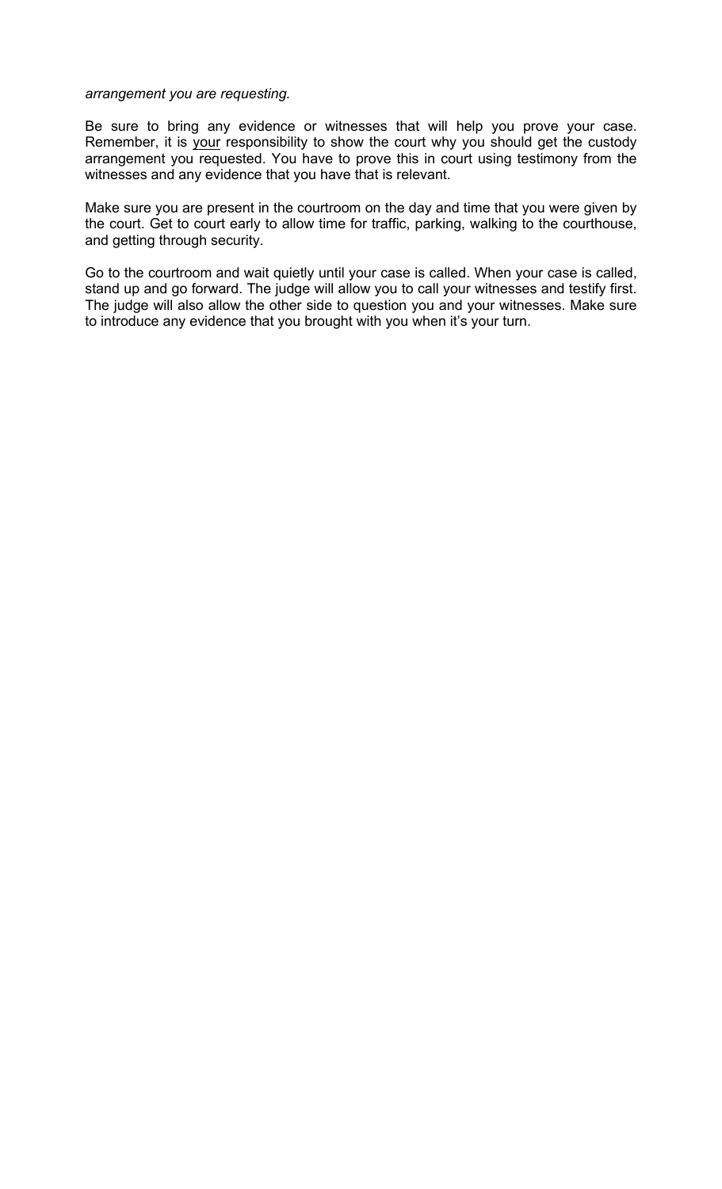*arrangement you are requesting.*

Be sure to bring any evidence or witnesses that will help you prove your case. Remember, it is <u>your</u> responsibility to show the court why you should get the custody arrangement you requested. You have to prove this in court using testimony from the witnesses and any evidence that you have that is relevant.

Make sure you are present in the courtroom on the day and time that you were given by the court. Get to court early to allow time for traffic, parking, walking to the courthouse, and getting through security.

Go to the courtroom and wait quietly until your case is called. When your case is called, stand up and go forward. The judge will allow you to call your witnesses and testify first. The judge will also allow the other side to question you and your witnesses. Make sure to introduce any evidence that you brought with you when it's your turn.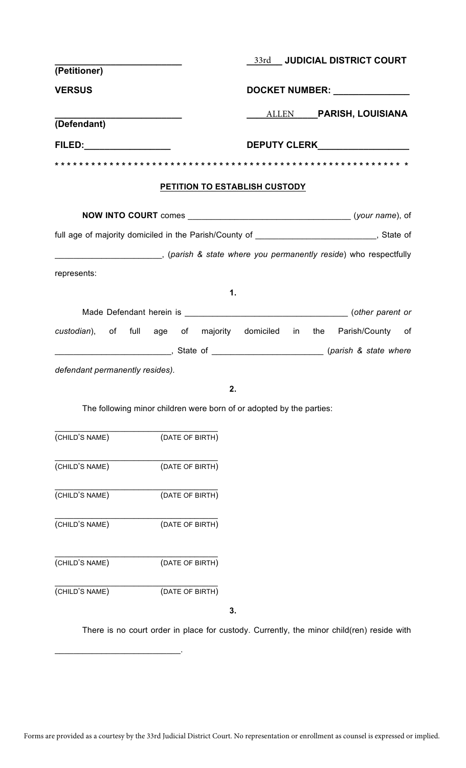| | |
|---|---|
| _________________________ **(Petitioner)** | 33rd **JUDICIAL DISTRICT COURT** |
| **VERSUS** | **DOCKET NUMBER:** _______________ |
| _________________________ **(Defendant)** | ALLEN **PARISH, LOUISIANA** |
| **FILED:**_________________ | **DEPUTY CLERK**_________________ |

* * * * * * * * * * * * * * * * * * * * * * * * * * * * * * * * * * * * * * * * * * * * * * * * * * * * * * * * * * *

**PETITION TO ESTABLISH CUSTODY**

**NOW INTO COURT** comes __________________________________ (*your name*), of full age of majority domiciled in the Parish/County of _________________________, State of ______________________, (*parish & state where you permanently reside*) who respectfully represents:

**1.**

Made Defendant herein is __________________________________ (*other parent or custodian*), of full age of majority domiciled in the Parish/County of ________________________, State of ______________________ (*parish & state where defendant permanently resides).*

**2.**

The following minor children were born of or adopted by the parties:

_________________________________
(CHILD'S NAME) (DATE OF BIRTH)

_________________________________
(CHILD'S NAME) (DATE OF BIRTH)

_________________________________
(CHILD'S NAME) (DATE OF BIRTH)

_________________________________
(CHILD'S NAME) (DATE OF BIRTH)

_________________________________
(CHILD'S NAME) (DATE OF BIRTH)

_________________________________
(CHILD'S NAME) (DATE OF BIRTH)

**3.**

There is no court order in place for custody. Currently, the minor child(ren) reside with __________________________.

Forms are provided as a courtesy by the 33rd Judicial District Court. No representation or enrollment as counsel is expressed or implied.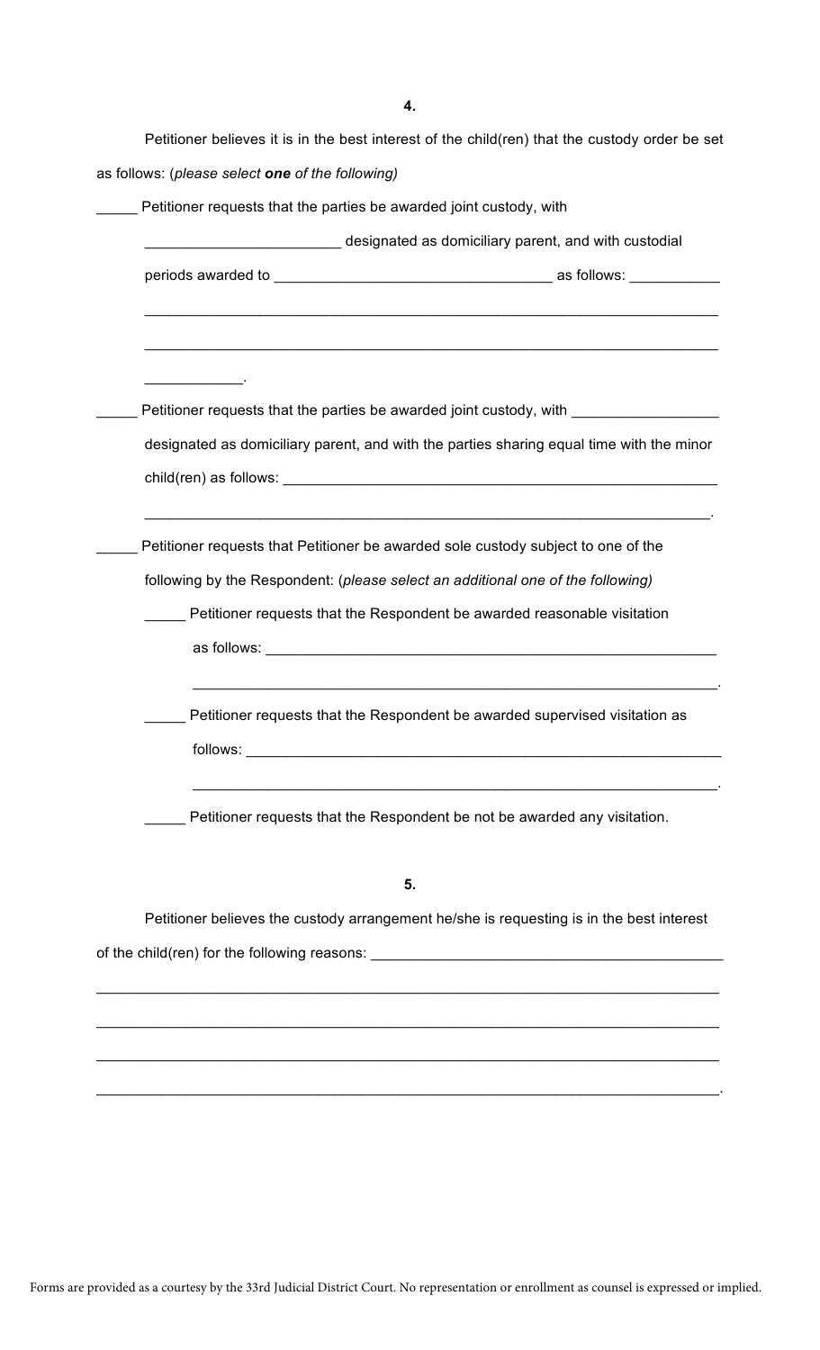**4.**

Petitioner believes it is in the best interest of the child(ren) that the custody order be set as follows: (*please select **one** of the following*)

_____ Petitioner requests that the parties be awarded joint custody, with

_______________________ designated as domiciliary parent, and with custodial periods awarded to _________________________________ as follows: ___________

______________________________________________________________________

______________________________________________________________________

____________.

_____ Petitioner requests that the parties be awarded joint custody, with _________________ designated as domiciliary parent, and with the parties sharing equal time with the minor child(ren) as follows: ______________________________________________________

_____________________________________________________________________.

_____ Petitioner requests that Petitioner be awarded sole custody subject to one of the following by the Respondent: (*please select an additional one of the following*)

_____ Petitioner requests that the Respondent be awarded reasonable visitation as follows: _______________________________________________________

_______________________________________________________________.

_____ Petitioner requests that the Respondent be awarded supervised visitation as follows: ___________________________________________________________

_______________________________________________________________.

_____ Petitioner requests that the Respondent be not be awarded any visitation.

**5.**

Petitioner believes the custody arrangement he/she is requesting is in the best interest of the child(ren) for the following reasons: ___________________________________________

__________________________________________________________________________

__________________________________________________________________________

__________________________________________________________________________

__________________________________________________________________________.

Forms are provided as a courtesy by the 33rd Judicial District Court. No representation or enrollment as counsel is expressed or implied.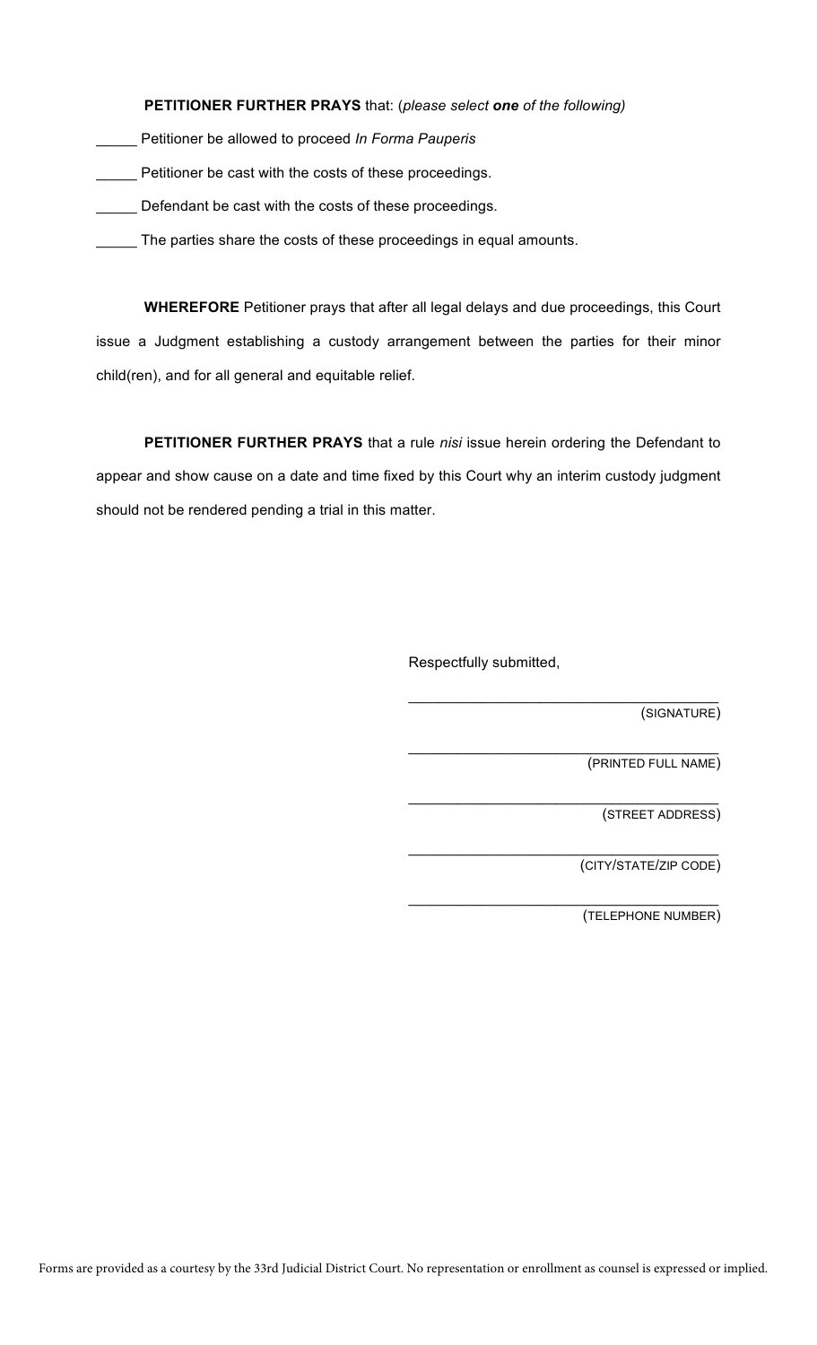**PETITIONER FURTHER PRAYS** that: (*please select **one** of the following*)

_____ Petitioner be allowed to proceed *In Forma Pauperis*

_____ Petitioner be cast with the costs of these proceedings.

_____ Defendant be cast with the costs of these proceedings.

_____ The parties share the costs of these proceedings in equal amounts.

**WHEREFORE** Petitioner prays that after all legal delays and due proceedings, this Court issue a Judgment establishing a custody arrangement between the parties for their minor child(ren), and for all general and equitable relief.

**PETITIONER FURTHER PRAYS** that a rule *nisi* issue herein ordering the Defendant to appear and show cause on a date and time fixed by this Court why an interim custody judgment should not be rendered pending a trial in this matter.

Respectfully submitted,

_________________________________________
(SIGNATURE)

_________________________________________
(PRINTED FULL NAME)

_________________________________________
(STREET ADDRESS)

_________________________________________
(CITY/STATE/ZIP CODE)

_________________________________________
(TELEPHONE NUMBER)

Forms are provided as a courtesy by the 33rd Judicial District Court. No representation or enrollment as counsel is expressed or implied.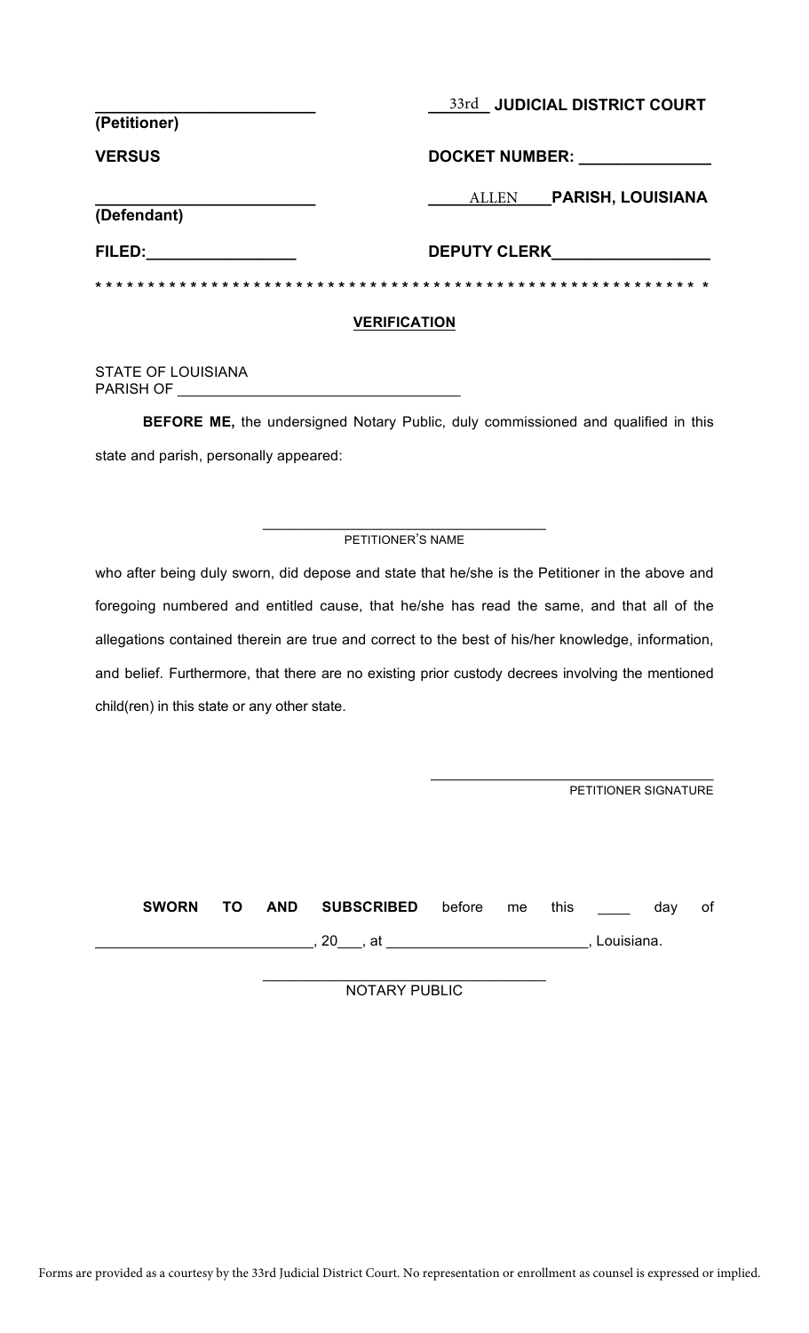| | |
|---|---|
| _________________________ **(Petitioner)** | ___33rd___ **JUDICIAL DISTRICT COURT** |
| **VERSUS** | **DOCKET NUMBER:** _______________ |
| _________________________ **(Defendant)** | _____ALLEN_____ **PARISH, LOUISIANA** |
| **FILED:**_________________ | **DEPUTY CLERK**_________________ |

* * * * * * * * * * * * * * * * * * * * * * * * * * * * * * * * * * * * * * * * * * * * * * * * * * * * * * * * * * * * *

**VERIFICATION**

STATE OF LOUISIANA
PARISH OF __________________________________

**BEFORE ME,** the undersigned Notary Public, duly commissioned and qualified in this state and parish, personally appeared:

____________________________________
PETITIONER'S NAME

who after being duly sworn, did depose and state that he/she is the Petitioner in the above and foregoing numbered and entitled cause, that he/she has read the same, and that all of the allegations contained therein are true and correct to the best of his/her knowledge, information, and belief. Furthermore, that there are no existing prior custody decrees involving the mentioned child(ren) in this state or any other state.

____________________________________
PETITIONER SIGNATURE

**SWORN TO AND SUBSCRIBED** before me this ____ day of __________________________, 20___, at ________________________, Louisiana.

____________________________________
NOTARY PUBLIC

Forms are provided as a courtesy by the 33rd Judicial District Court. No representation or enrollment as counsel is expressed or implied.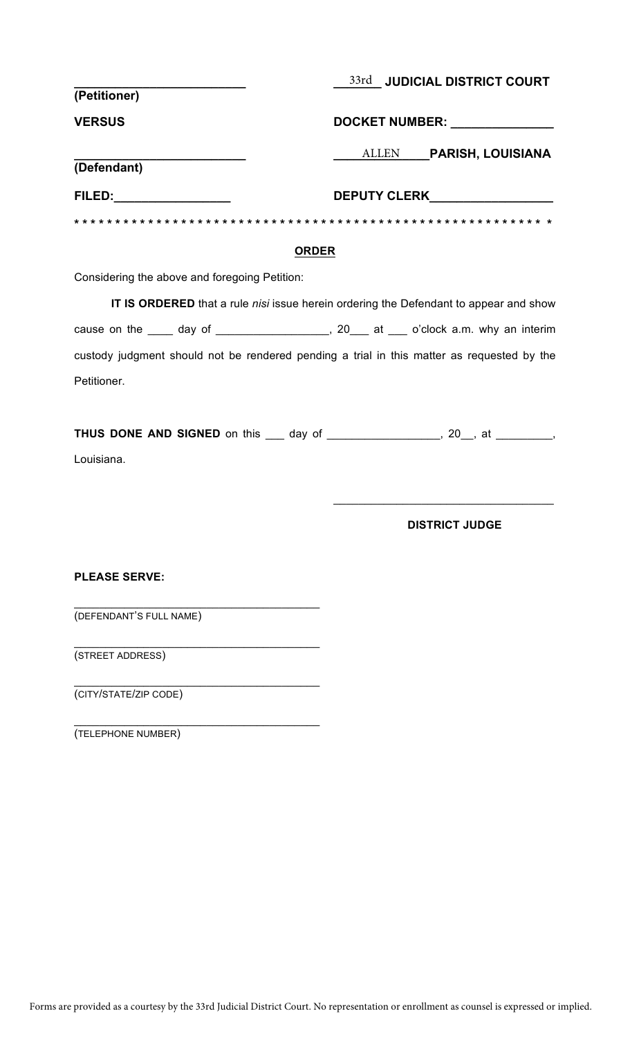| | |
|---|---|
| **_________________________** | **\_\_33rd\_\_ JUDICIAL DISTRICT COURT** |
| **(Petitioner)** | |
| **VERSUS** | **DOCKET NUMBER: _______________** |
| **_________________________** | **\_\_\_\_ALLEN\_\_\_\_PARISH, LOUISIANA** |
| **(Defendant)** | |
| **FILED:_________________** | **DEPUTY CLERK_________________** |

* * * * * * * * * * * * * * * * * * * * * * * * * * * * * * * * * * * * * * * * * * * * * * * * * * * * * * * * * *

## ORDER

Considering the above and foregoing Petition:

**IT IS ORDERED** that a rule *nisi* issue herein ordering the Defendant to appear and show cause on the ____ day of __________________, 20___ at ___ o'clock a.m. why an interim custody judgment should not be rendered pending a trial in this matter as requested by the Petitioner.

**THUS DONE AND SIGNED** on this ___ day of __________________, 20__, at _________, Louisiana.

__________________________________

**DISTRICT JUDGE**

**PLEASE SERVE:**

________________________________________
(DEFENDANT'S FULL NAME)

________________________________________
(STREET ADDRESS)

________________________________________
(CITY/STATE/ZIP CODE)

________________________________________
(TELEPHONE NUMBER)

Forms are provided as a courtesy by the 33rd Judicial District Court. No representation or enrollment as counsel is expressed or implied.